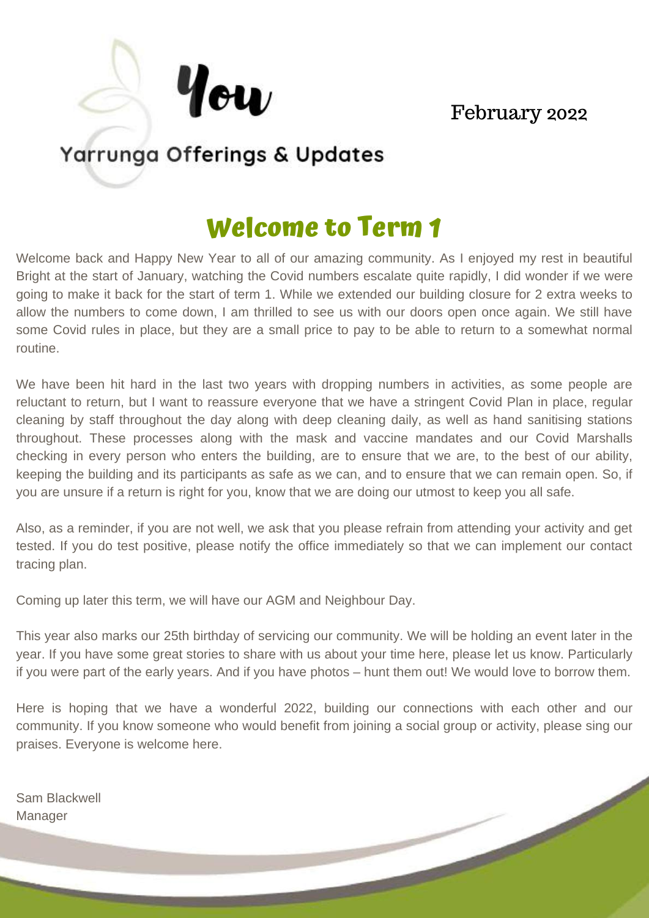# You

## Yarrunga Offerings & Updates

February 2022

## Welcome to Term 1

Welcome back and Happy New Year to all of our amazing community. As I enjoyed my rest in beautiful Bright at the start of January, watching the Covid numbers escalate quite rapidly, I did wonder if we were going to make it back for the start of term 1. While we extended our building closure for 2 extra weeks to allow the numbers to come down, I am thrilled to see us with our doors open once again. We still have some Covid rules in place, but they are a small price to pay to be able to return to a somewhat normal routine.

We have been hit hard in the last two years with dropping numbers in activities, as some people are reluctant to return, but I want to reassure everyone that we have a stringent Covid Plan in place, regular cleaning by staff throughout the day along with deep cleaning daily, as well as hand sanitising stations throughout. These processes along with the mask and vaccine mandates and our Covid Marshalls checking in every person who enters the building, are to ensure that we are, to the best of our ability, keeping the building and its participants as safe as we can, and to ensure that we can remain open. So, if you are unsure if a return is right for you, know that we are doing our utmost to keep you all safe.

Also, as a reminder, if you are not well, we ask that you please refrain from attending your activity and get tested. If you do test positive, please notify the office immediately so that we can implement our contact tracing plan.

Coming up later this term, we will have our AGM and Neighbour Day.

This year also marks our 25th birthday of servicing our community. We will be holding an event later in the year. If you have some great stories to share with us about your time here, please let us know. Particularly if you were part of the early years. And if you have photos – hunt them out! We would love to borrow them.

Here is hoping that we have a wonderful 2022, building our connections with each other and our community. If you know someone who would benefit from joining a social group or activity, please sing our praises. Everyone is welcome here.

Sam Blackwell  
Manager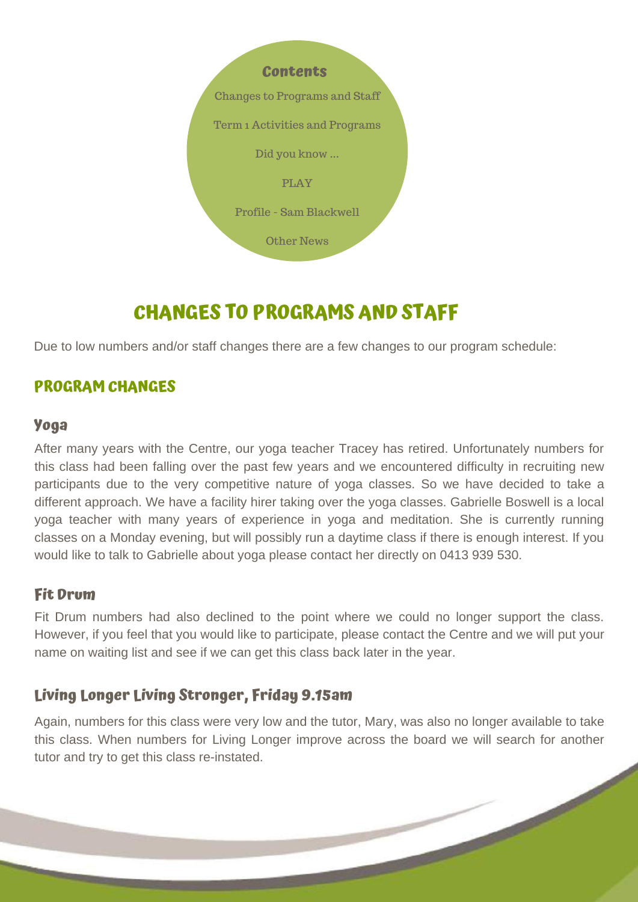**Contents**

Changes to Programs and Staff

Term 1 Activities and Programs

Did you know ...

PLAY

Profile - Sam Blackwell

Other News

# CHANGES TO PROGRAMS AND STAFF

Due to low numbers and/or staff changes there are a few changes to our program schedule:

## PROGRAM CHANGES

### Yoga

After many years with the Centre, our yoga teacher Tracey has retired. Unfortunately numbers for this class had been falling over the past few years and we encountered difficulty in recruiting new participants due to the very competitive nature of yoga classes. So we have decided to take a different approach. We have a facility hirer taking over the yoga classes. Gabrielle Boswell is a local yoga teacher with many years of experience in yoga and meditation. She is currently running classes on a Monday evening, but will possibly run a daytime class if there is enough interest. If you would like to talk to Gabrielle about yoga please contact her directly on 0413 939 530.

### Fit Drum

Fit Drum numbers had also declined to the point where we could no longer support the class. However, if you feel that you would like to participate, please contact the Centre and we will put your name on waiting list and see if we can get this class back later in the year.

### Living Longer Living Stronger, Friday 9.15am

Again, numbers for this class were very low and the tutor, Mary, was also no longer available to take this class. When numbers for Living Longer improve across the board we will search for another tutor and try to get this class re-instated.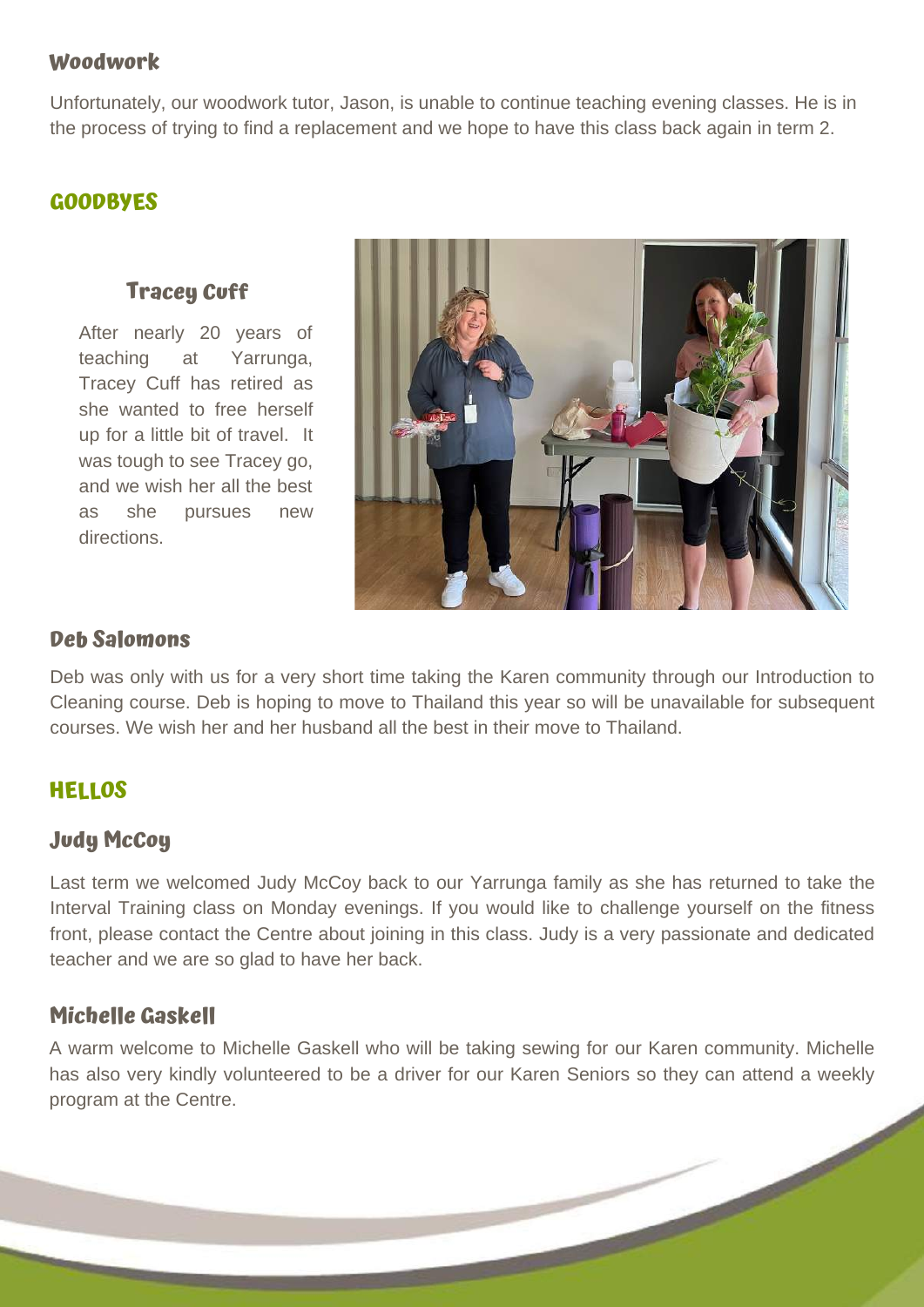## Woodwork

Unfortunately, our woodwork tutor, Jason, is unable to continue teaching evening classes. He is in the process of trying to find a replacement and we hope to have this class back again in term 2.

## GOODBYES

### Tracey Cuff

After nearly 20 years of teaching at Yarrunga, Tracey Cuff has retired as she wanted to free herself up for a little bit of travel. It was tough to see Tracey go, and we wish her all the best as she pursues new directions.

### Deb Salomons

Deb was only with us for a very short time taking the Karen community through our Introduction to Cleaning course. Deb is hoping to move to Thailand this year so will be unavailable for subsequent courses. We wish her and her husband all the best in their move to Thailand.

## HELLOS

### Judy McCoy

Last term we welcomed Judy McCoy back to our Yarrunga family as she has returned to take the Interval Training class on Monday evenings. If you would like to challenge yourself on the fitness front, please contact the Centre about joining in this class. Judy is a very passionate and dedicated teacher and we are so glad to have her back.

### Michelle Gaskell

A warm welcome to Michelle Gaskell who will be taking sewing for our Karen community. Michelle has also very kindly volunteered to be a driver for our Karen Seniors so they can attend a weekly program at the Centre.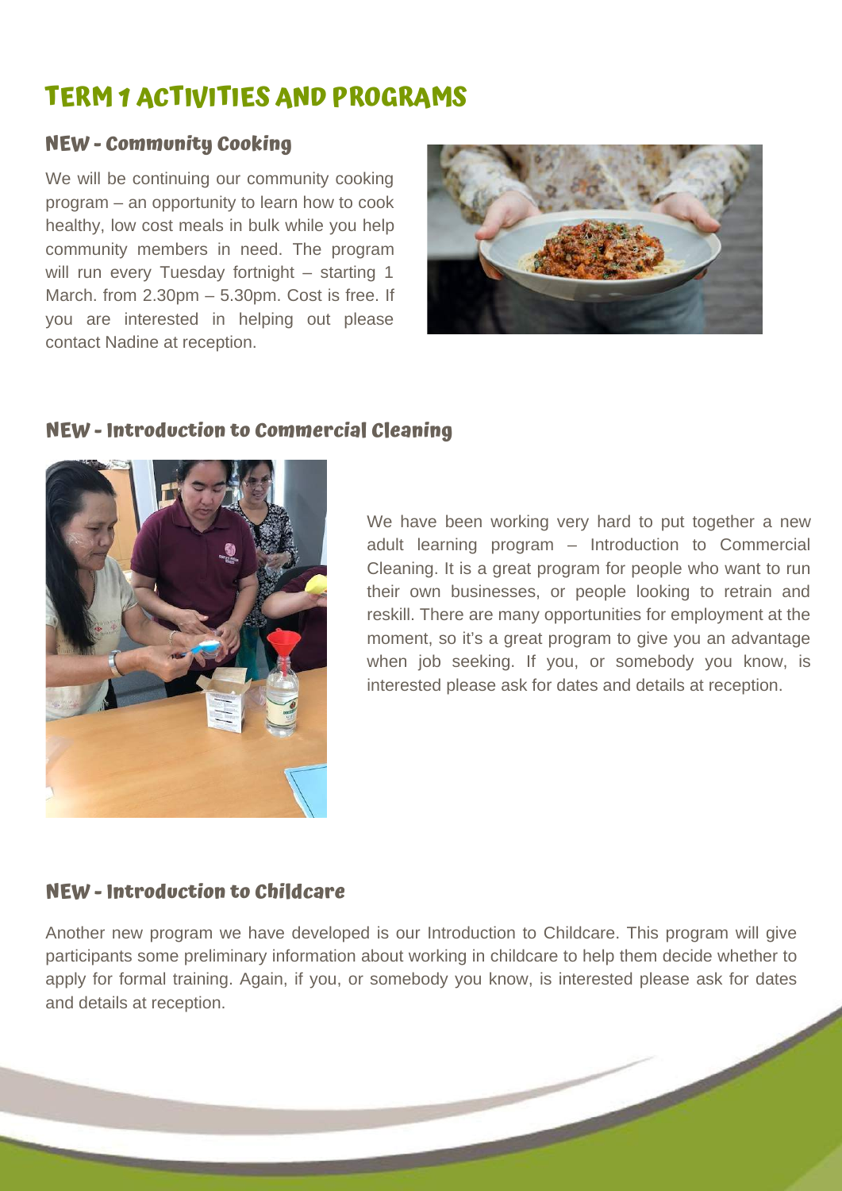# TERM 1 ACTIVITIES AND PROGRAMS

## NEW - Community Cooking

We will be continuing our community cooking program – an opportunity to learn how to cook healthy, low cost meals in bulk while you help community members in need. The program will run every Tuesday fortnight – starting 1 March. from 2.30pm – 5.30pm. Cost is free. If you are interested in helping out please contact Nadine at reception.

## NEW - Introduction to Commercial Cleaning

We have been working very hard to put together a new adult learning program – Introduction to Commercial Cleaning. It is a great program for people who want to run their own businesses, or people looking to retrain and reskill. There are many opportunities for employment at the moment, so it's a great program to give you an advantage when job seeking. If you, or somebody you know, is interested please ask for dates and details at reception.

## NEW - Introduction to Childcare

Another new program we have developed is our Introduction to Childcare. This program will give participants some preliminary information about working in childcare to help them decide whether to apply for formal training. Again, if you, or somebody you know, is interested please ask for dates and details at reception.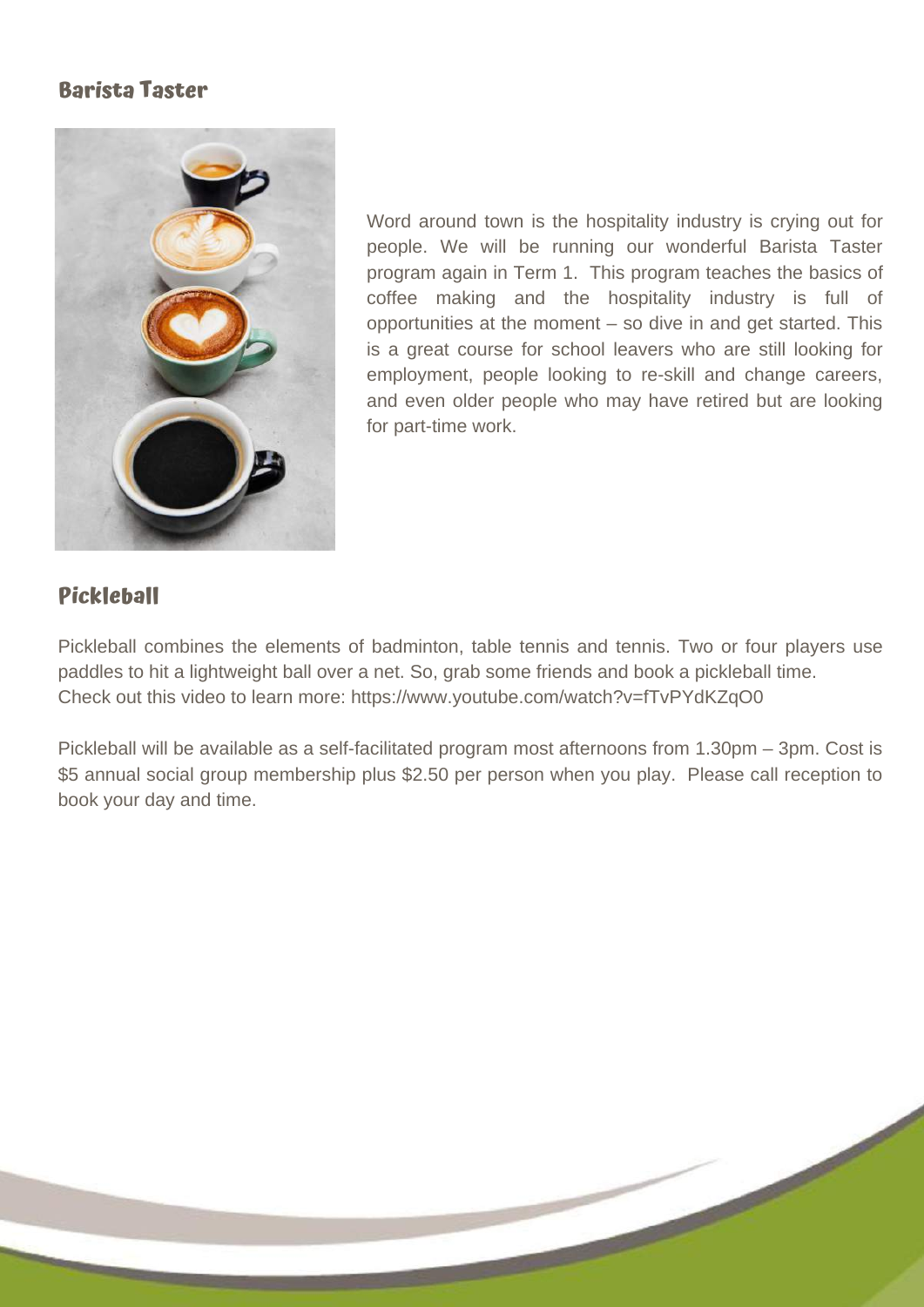## Barista Taster

Word around town is the hospitality industry is crying out for people. We will be running our wonderful Barista Taster program again in Term 1. This program teaches the basics of coffee making and the hospitality industry is full of opportunities at the moment – so dive in and get started. This is a great course for school leavers who are still looking for employment, people looking to re-skill and change careers, and even older people who may have retired but are looking for part-time work.

## Pickleball

Pickleball combines the elements of badminton, table tennis and tennis. Two or four players use paddles to hit a lightweight ball over a net. So, grab some friends and book a pickleball time.
Check out this video to learn more: https://www.youtube.com/watch?v=fTvPYdKZqO0

Pickleball will be available as a self-facilitated program most afternoons from 1.30pm – 3pm. Cost is $5 annual social group membership plus $2.50 per person when you play. Please call reception to book your day and time.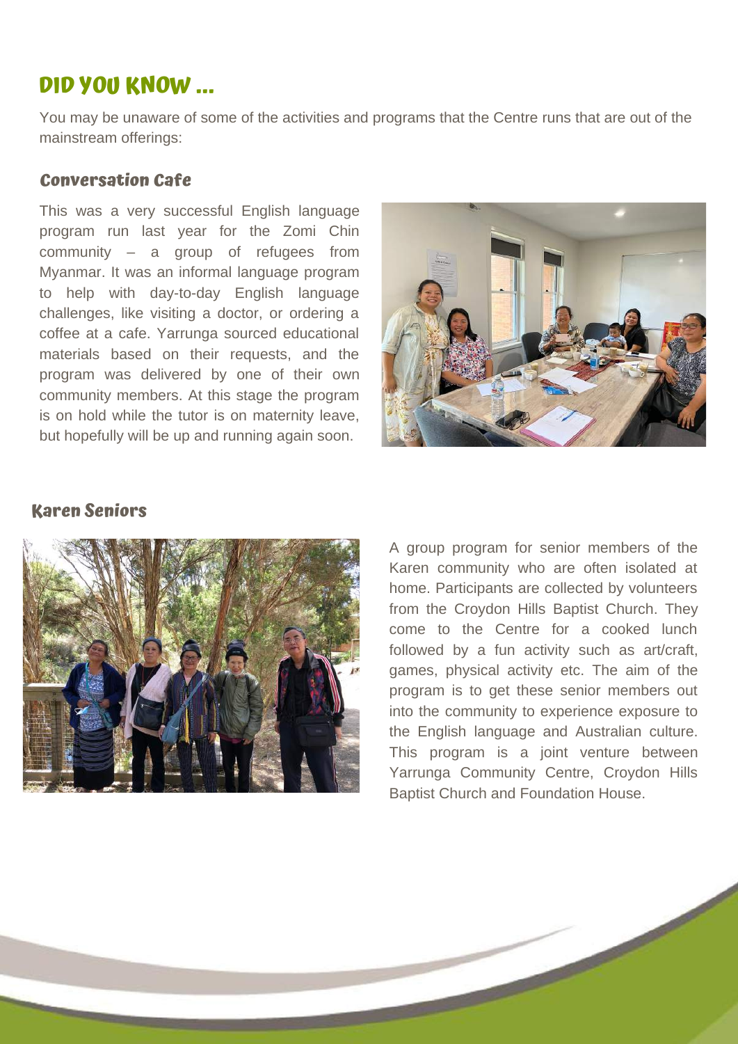# DID YOU KNOW ...

You may be unaware of some of the activities and programs that the Centre runs that are out of the mainstream offerings:

## Conversation Cafe

This was a very successful English language program run last year for the Zomi Chin community – a group of refugees from Myanmar. It was an informal language program to help with day-to-day English language challenges, like visiting a doctor, or ordering a coffee at a cafe. Yarrunga sourced educational materials based on their requests, and the program was delivered by one of their own community members. At this stage the program is on hold while the tutor is on maternity leave, but hopefully will be up and running again soon.

## Karen Seniors

A group program for senior members of the Karen community who are often isolated at home. Participants are collected by volunteers from the Croydon Hills Baptist Church. They come to the Centre for a cooked lunch followed by a fun activity such as art/craft, games, physical activity etc. The aim of the program is to get these senior members out into the community to experience exposure to the English language and Australian culture. This program is a joint venture between Yarrunga Community Centre, Croydon Hills Baptist Church and Foundation House.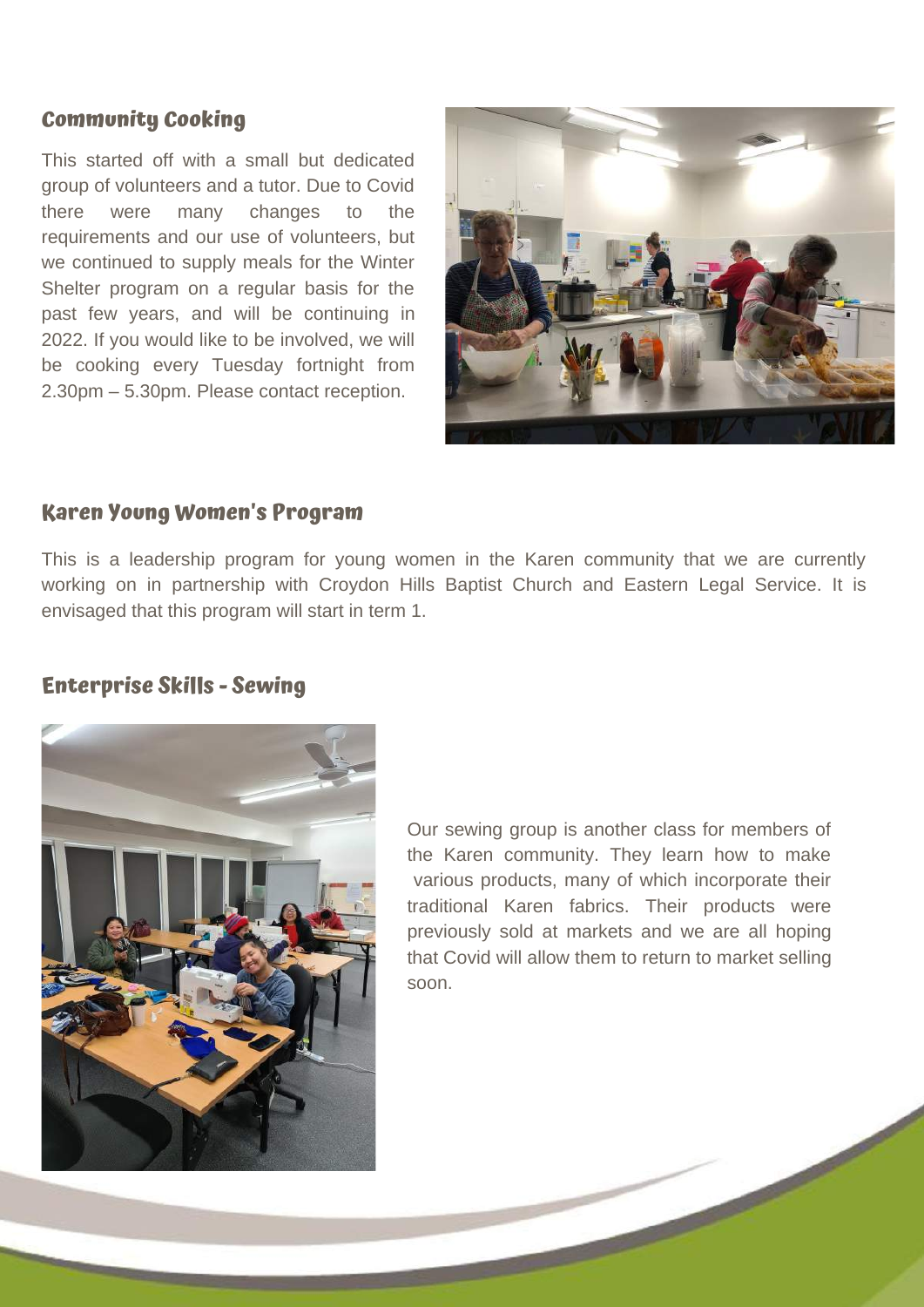## Community Cooking

This started off with a small but dedicated group of volunteers and a tutor. Due to Covid there were many changes to the requirements and our use of volunteers, but we continued to supply meals for the Winter Shelter program on a regular basis for the past few years, and will be continuing in 2022. If you would like to be involved, we will be cooking every Tuesday fortnight from 2.30pm – 5.30pm. Please contact reception.

## Karen Young Women's Program

This is a leadership program for young women in the Karen community that we are currently working on in partnership with Croydon Hills Baptist Church and Eastern Legal Service. It is envisaged that this program will start in term 1.

## Enterprise Skills - Sewing

Our sewing group is another class for members of the Karen community. They learn how to make various products, many of which incorporate their traditional Karen fabrics. Their products were previously sold at markets and we are all hoping that Covid will allow them to return to market selling soon.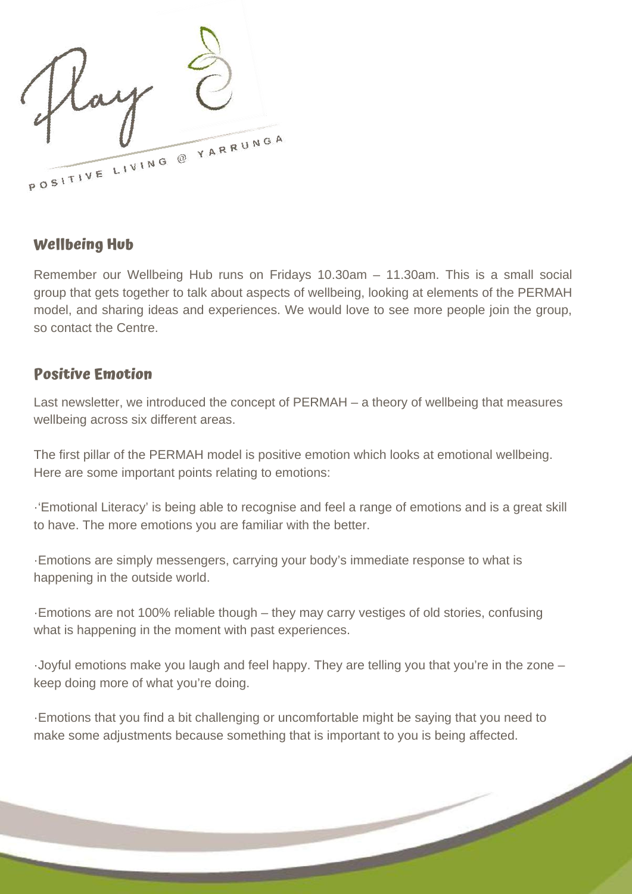Play

POSITIVE LIVING @ YARRUNGA

## Wellbeing Hub

Remember our Wellbeing Hub runs on Fridays 10.30am – 11.30am. This is a small social group that gets together to talk about aspects of wellbeing, looking at elements of the PERMAH model, and sharing ideas and experiences. We would love to see more people join the group, so contact the Centre.

## Positive Emotion

Last newsletter, we introduced the concept of PERMAH – a theory of wellbeing that measures wellbeing across six different areas.

The first pillar of the PERMAH model is positive emotion which looks at emotional wellbeing. Here are some important points relating to emotions:

·'Emotional Literacy' is being able to recognise and feel a range of emotions and is a great skill to have. The more emotions you are familiar with the better.

·Emotions are simply messengers, carrying your body's immediate response to what is happening in the outside world.

·Emotions are not 100% reliable though – they may carry vestiges of old stories, confusing what is happening in the moment with past experiences.

·Joyful emotions make you laugh and feel happy. They are telling you that you're in the zone – keep doing more of what you're doing.

·Emotions that you find a bit challenging or uncomfortable might be saying that you need to make some adjustments because something that is important to you is being affected.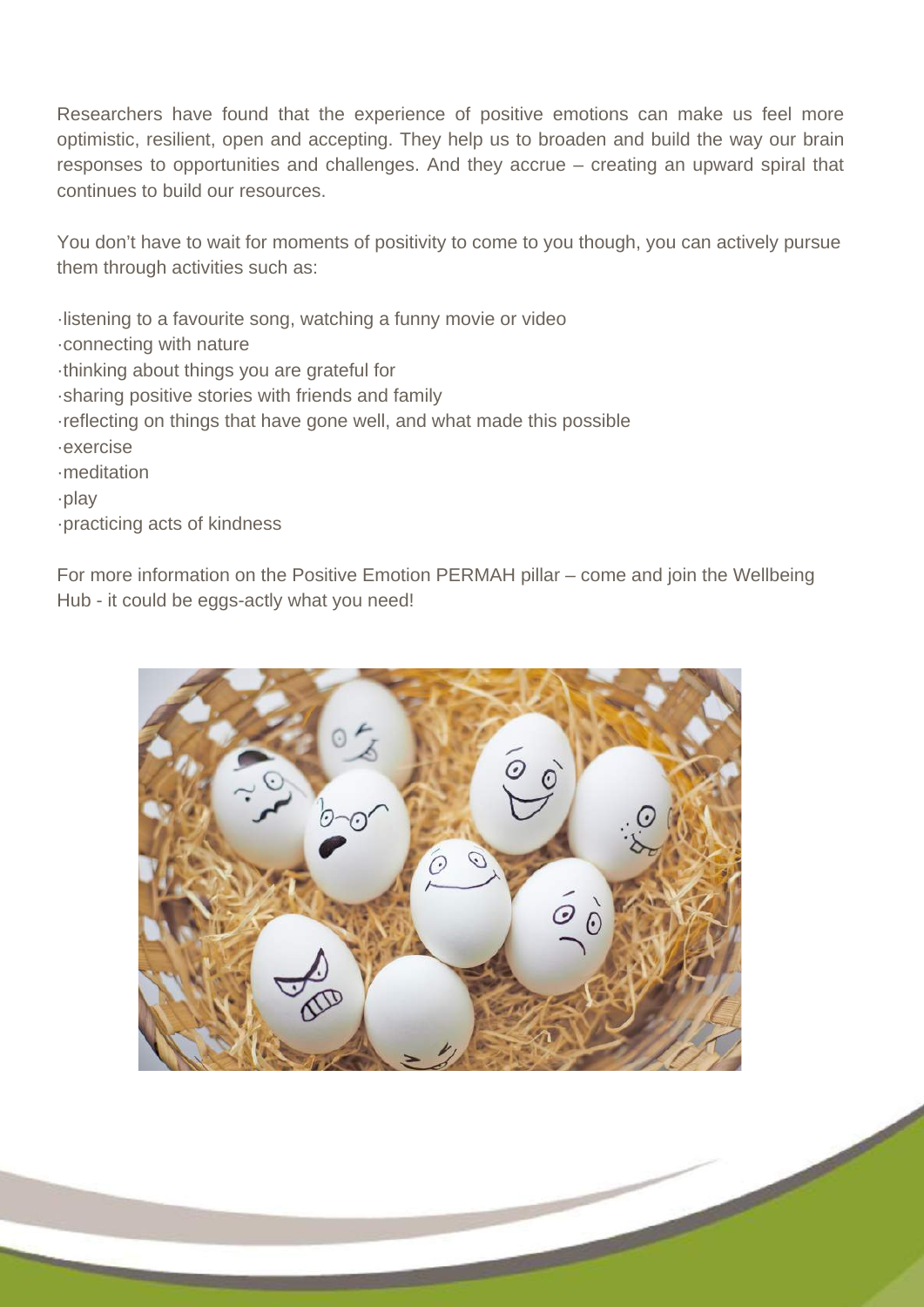Researchers have found that the experience of positive emotions can make us feel more optimistic, resilient, open and accepting. They help us to broaden and build the way our brain responses to opportunities and challenges. And they accrue – creating an upward spiral that continues to build our resources.

You don't have to wait for moments of positivity to come to you though, you can actively pursue them through activities such as:

- listening to a favourite song, watching a funny movie or video
- connecting with nature
- thinking about things you are grateful for
- sharing positive stories with friends and family
- reflecting on things that have gone well, and what made this possible
- exercise
- meditation
- play
- practicing acts of kindness

For more information on the Positive Emotion PERMAH pillar – come and join the Wellbeing Hub - it could be eggs-actly what you need!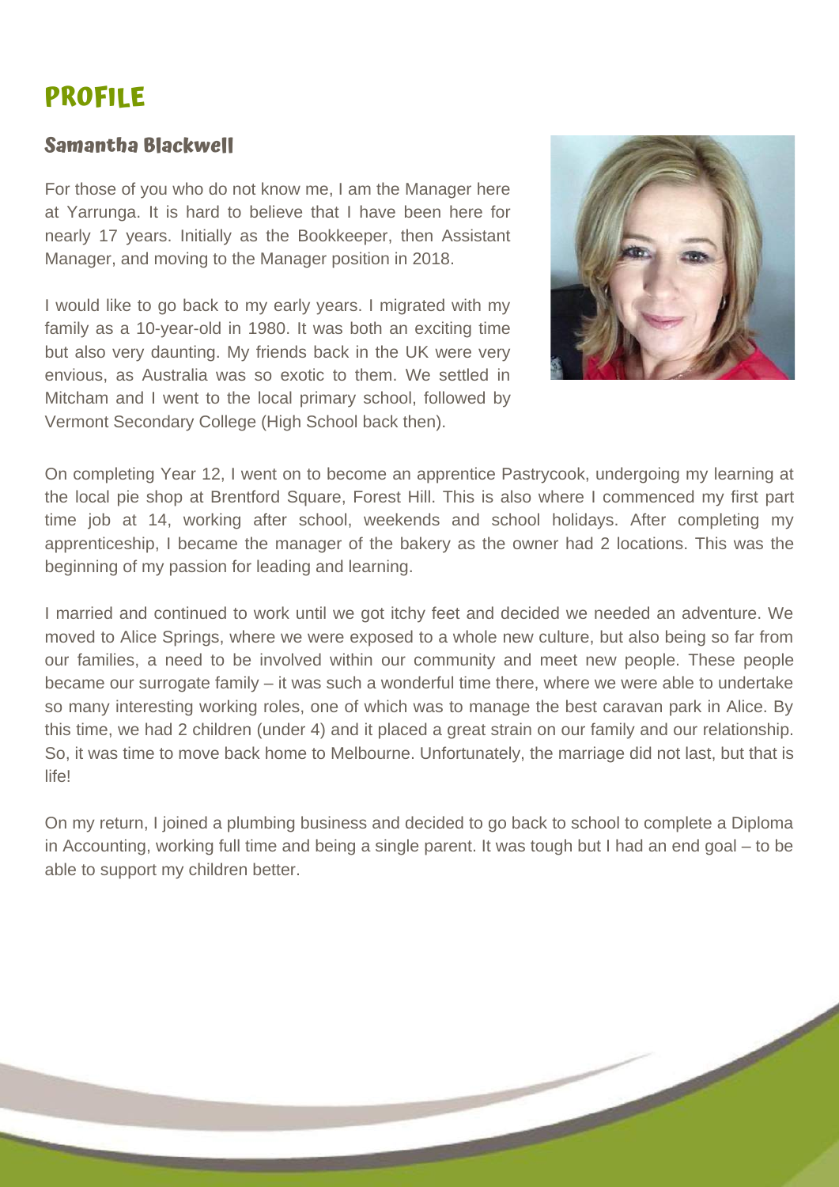# PROFILE

## Samantha Blackwell

For those of you who do not know me, I am the Manager here at Yarrunga. It is hard to believe that I have been here for nearly 17 years. Initially as the Bookkeeper, then Assistant Manager, and moving to the Manager position in 2018.

I would like to go back to my early years. I migrated with my family as a 10-year-old in 1980. It was both an exciting time but also very daunting. My friends back in the UK were very envious, as Australia was so exotic to them. We settled in Mitcham and I went to the local primary school, followed by Vermont Secondary College (High School back then).

On completing Year 12, I went on to become an apprentice Pastrycook, undergoing my learning at the local pie shop at Brentford Square, Forest Hill. This is also where I commenced my first part time job at 14, working after school, weekends and school holidays. After completing my apprenticeship, I became the manager of the bakery as the owner had 2 locations. This was the beginning of my passion for leading and learning.

I married and continued to work until we got itchy feet and decided we needed an adventure. We moved to Alice Springs, where we were exposed to a whole new culture, but also being so far from our families, a need to be involved within our community and meet new people. These people became our surrogate family – it was such a wonderful time there, where we were able to undertake so many interesting working roles, one of which was to manage the best caravan park in Alice. By this time, we had 2 children (under 4) and it placed a great strain on our family and our relationship. So, it was time to move back home to Melbourne. Unfortunately, the marriage did not last, but that is life!

On my return, I joined a plumbing business and decided to go back to school to complete a Diploma in Accounting, working full time and being a single parent. It was tough but I had an end goal – to be able to support my children better.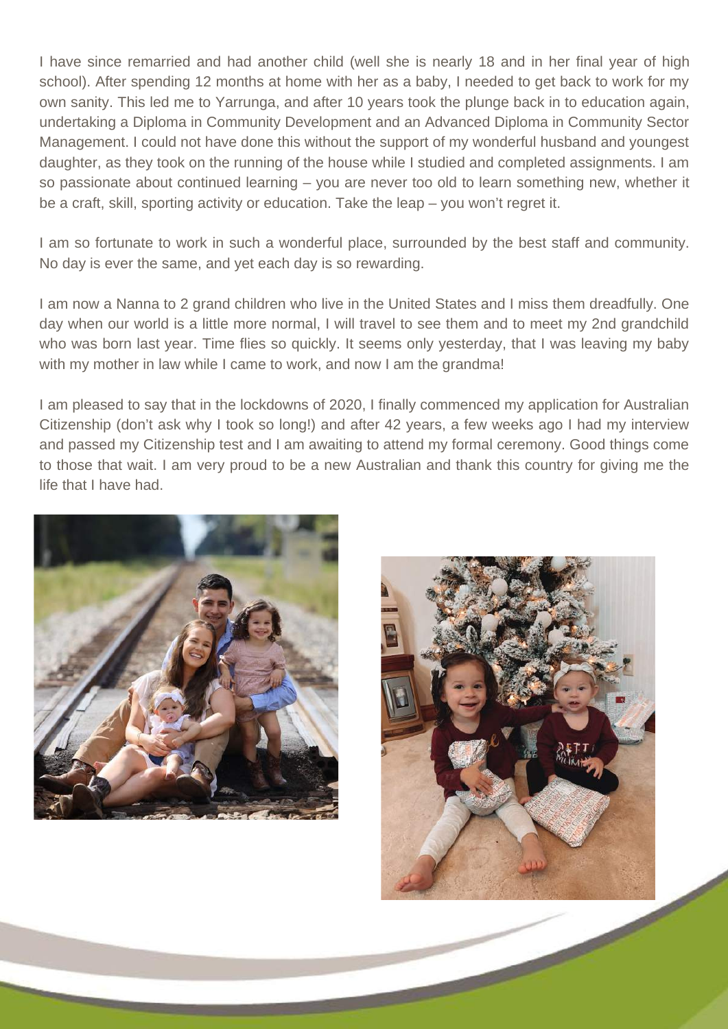I have since remarried and had another child (well she is nearly 18 and in her final year of high school). After spending 12 months at home with her as a baby, I needed to get back to work for my own sanity. This led me to Yarrunga, and after 10 years took the plunge back in to education again, undertaking a Diploma in Community Development and an Advanced Diploma in Community Sector Management. I could not have done this without the support of my wonderful husband and youngest daughter, as they took on the running of the house while I studied and completed assignments. I am so passionate about continued learning – you are never too old to learn something new, whether it be a craft, skill, sporting activity or education. Take the leap – you won't regret it.

I am so fortunate to work in such a wonderful place, surrounded by the best staff and community. No day is ever the same, and yet each day is so rewarding.

I am now a Nanna to 2 grand children who live in the United States and I miss them dreadfully. One day when our world is a little more normal, I will travel to see them and to meet my 2nd grandchild who was born last year. Time flies so quickly. It seems only yesterday, that I was leaving my baby with my mother in law while I came to work, and now I am the grandma!

I am pleased to say that in the lockdowns of 2020, I finally commenced my application for Australian Citizenship (don't ask why I took so long!) and after 42 years, a few weeks ago I had my interview and passed my Citizenship test and I am awaiting to attend my formal ceremony. Good things come to those that wait. I am very proud to be a new Australian and thank this country for giving me the life that I have had.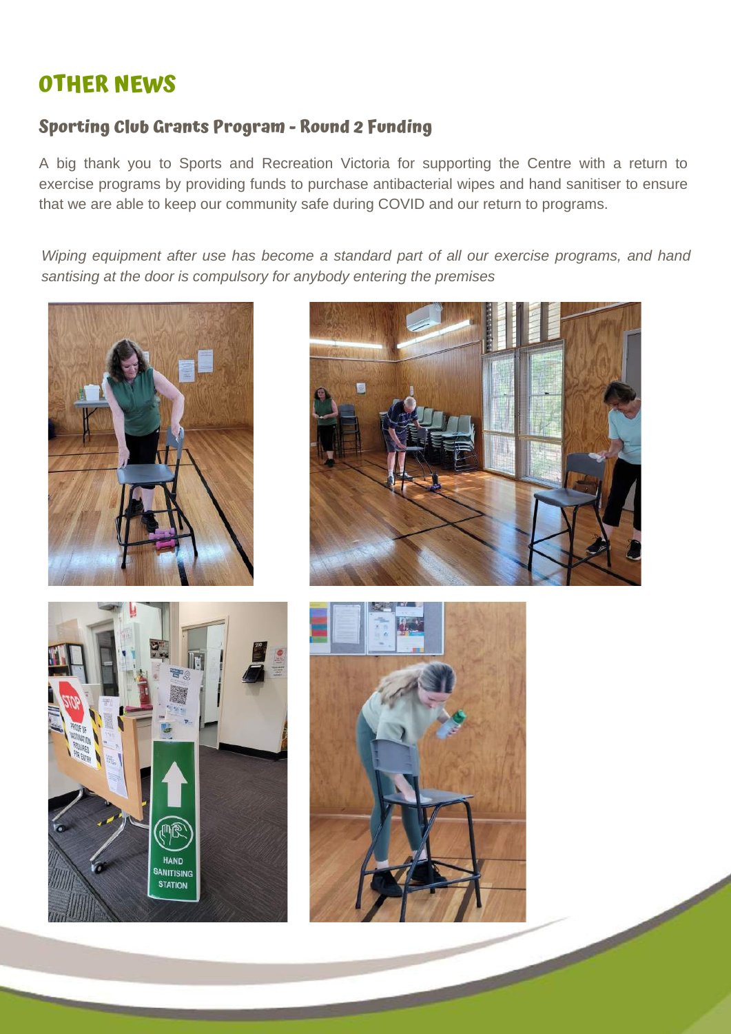# OTHER NEWS

## Sporting Club Grants Program - Round 2 Funding

A big thank you to Sports and Recreation Victoria for supporting the Centre with a return to exercise programs by providing funds to purchase antibacterial wipes and hand sanitiser to ensure that we are able to keep our community safe during COVID and our return to programs.

*Wiping equipment after use has become a standard part of all our exercise programs, and hand santising at the door is compulsory for anybody entering the premises*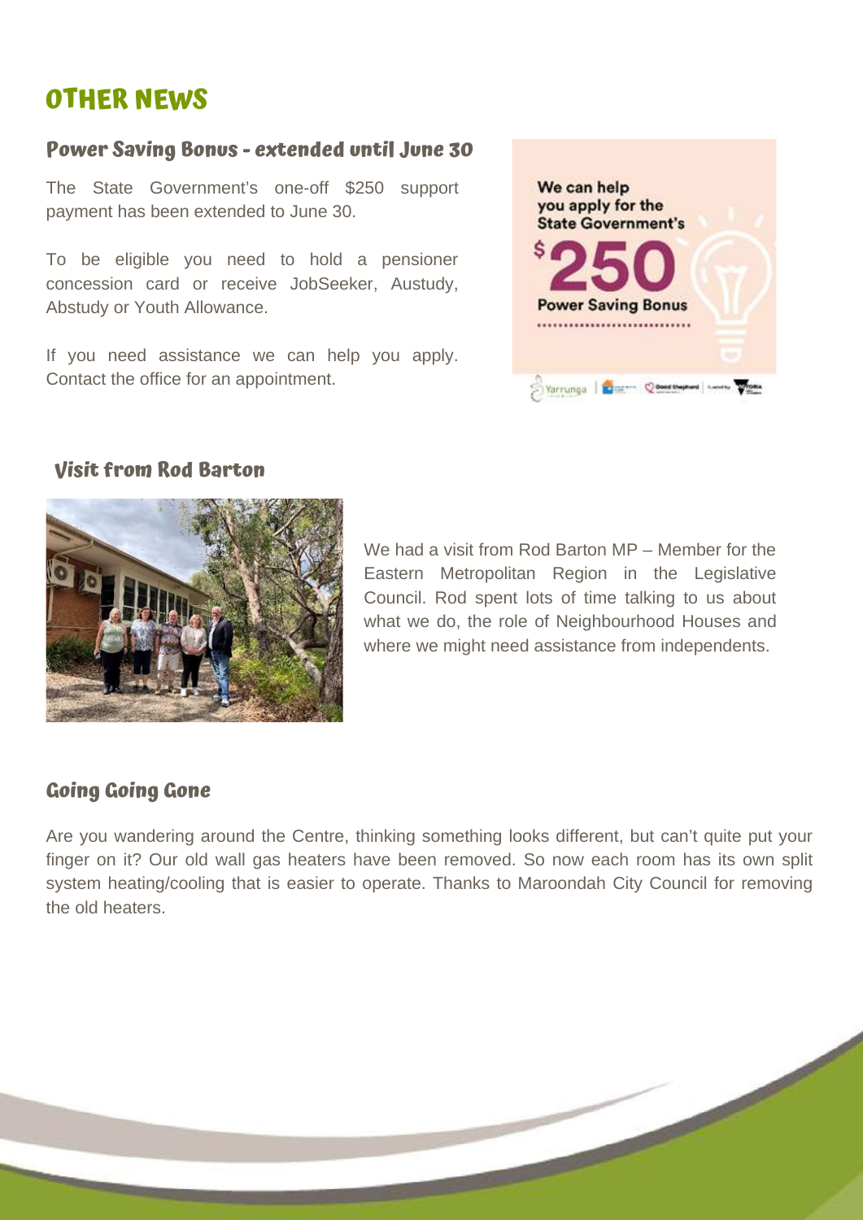# OTHER NEWS

## Power Saving Bonus - extended until June 30

The State Government's one-off $250 support payment has been extended to June 30.

To be eligible you need to hold a pensioner concession card or receive JobSeeker, Austudy, Abstudy or Youth Allowance.

If you need assistance we can help you apply. Contact the office for an appointment.

## Visit from Rod Barton

We had a visit from Rod Barton MP – Member for the Eastern Metropolitan Region in the Legislative Council. Rod spent lots of time talking to us about what we do, the role of Neighbourhood Houses and where we might need assistance from independents.

## Going Going Gone

Are you wandering around the Centre, thinking something looks different, but can't quite put your finger on it? Our old wall gas heaters have been removed. So now each room has its own split system heating/cooling that is easier to operate. Thanks to Maroondah City Council for removing the old heaters.